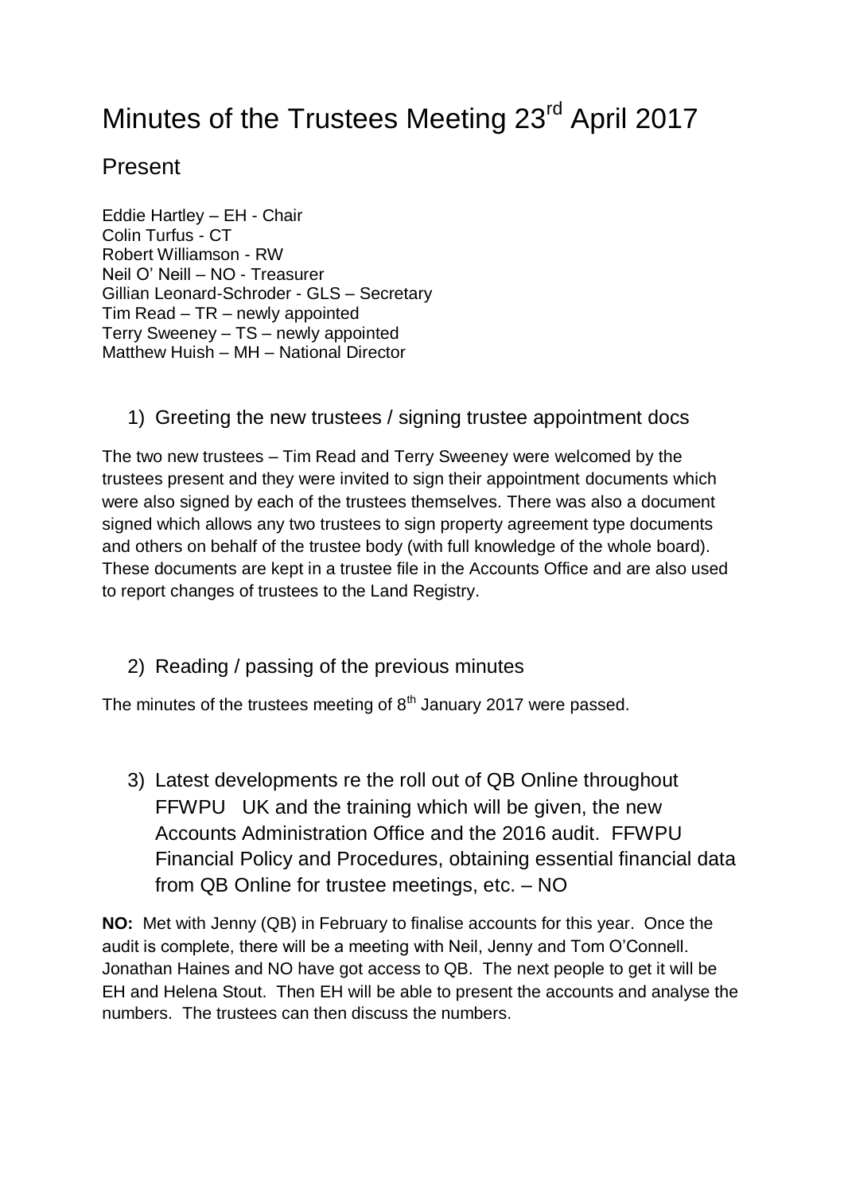# Minutes of the Trustees Meeting 23rd April 2017

## Present

Eddie Hartley – EH - Chair
Colin Turfus - CT
Robert Williamson - RW
Neil O' Neill – NO - Treasurer
Gillian Leonard-Schroder - GLS – Secretary
Tim Read – TR – newly appointed
Terry Sweeney – TS – newly appointed
Matthew Huish – MH – National Director

### 1) Greeting the new trustees / signing trustee appointment docs

The two new trustees – Tim Read and Terry Sweeney were welcomed by the trustees present and they were invited to sign their appointment documents which were also signed by each of the trustees themselves. There was also a document signed which allows any two trustees to sign property agreement type documents and others on behalf of the trustee body (with full knowledge of the whole board). These documents are kept in a trustee file in the Accounts Office and are also used to report changes of trustees to the Land Registry.

### 2) Reading / passing of the previous minutes

The minutes of the trustees meeting of 8th January 2017 were passed.

### 3) Latest developments re the roll out of QB Online throughout FFWPU UK and the training which will be given, the new Accounts Administration Office and the 2016 audit. FFWPU Financial Policy and Procedures, obtaining essential financial data from QB Online for trustee meetings, etc. – NO

**NO:** Met with Jenny (QB) in February to finalise accounts for this year. Once the audit is complete, there will be a meeting with Neil, Jenny and Tom O'Connell. Jonathan Haines and NO have got access to QB. The next people to get it will be EH and Helena Stout. Then EH will be able to present the accounts and analyse the numbers. The trustees can then discuss the numbers.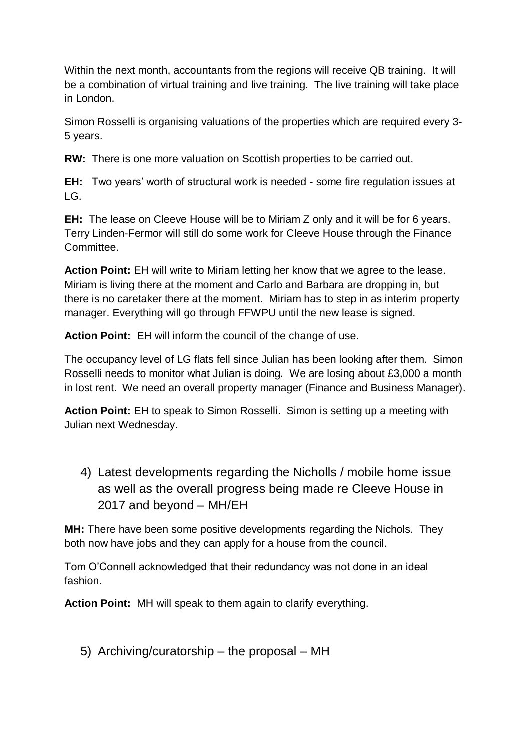Within the next month, accountants from the regions will receive QB training. It will be a combination of virtual training and live training. The live training will take place in London.

Simon Rosselli is organising valuations of the properties which are required every 3-5 years.

**RW:** There is one more valuation on Scottish properties to be carried out.

**EH:** Two years' worth of structural work is needed - some fire regulation issues at LG.

**EH:** The lease on Cleeve House will be to Miriam Z only and it will be for 6 years. Terry Linden-Fermor will still do some work for Cleeve House through the Finance Committee.

**Action Point:** EH will write to Miriam letting her know that we agree to the lease. Miriam is living there at the moment and Carlo and Barbara are dropping in, but there is no caretaker there at the moment. Miriam has to step in as interim property manager. Everything will go through FFWPU until the new lease is signed.

**Action Point:** EH will inform the council of the change of use.

The occupancy level of LG flats fell since Julian has been looking after them. Simon Rosselli needs to monitor what Julian is doing. We are losing about £3,000 a month in lost rent. We need an overall property manager (Finance and Business Manager).

**Action Point:** EH to speak to Simon Rosselli. Simon is setting up a meeting with Julian next Wednesday.

4) Latest developments regarding the Nicholls / mobile home issue as well as the overall progress being made re Cleeve House in 2017 and beyond – MH/EH

**MH:** There have been some positive developments regarding the Nichols. They both now have jobs and they can apply for a house from the council.

Tom O'Connell acknowledged that their redundancy was not done in an ideal fashion.

**Action Point:** MH will speak to them again to clarify everything.

5) Archiving/curatorship – the proposal – MH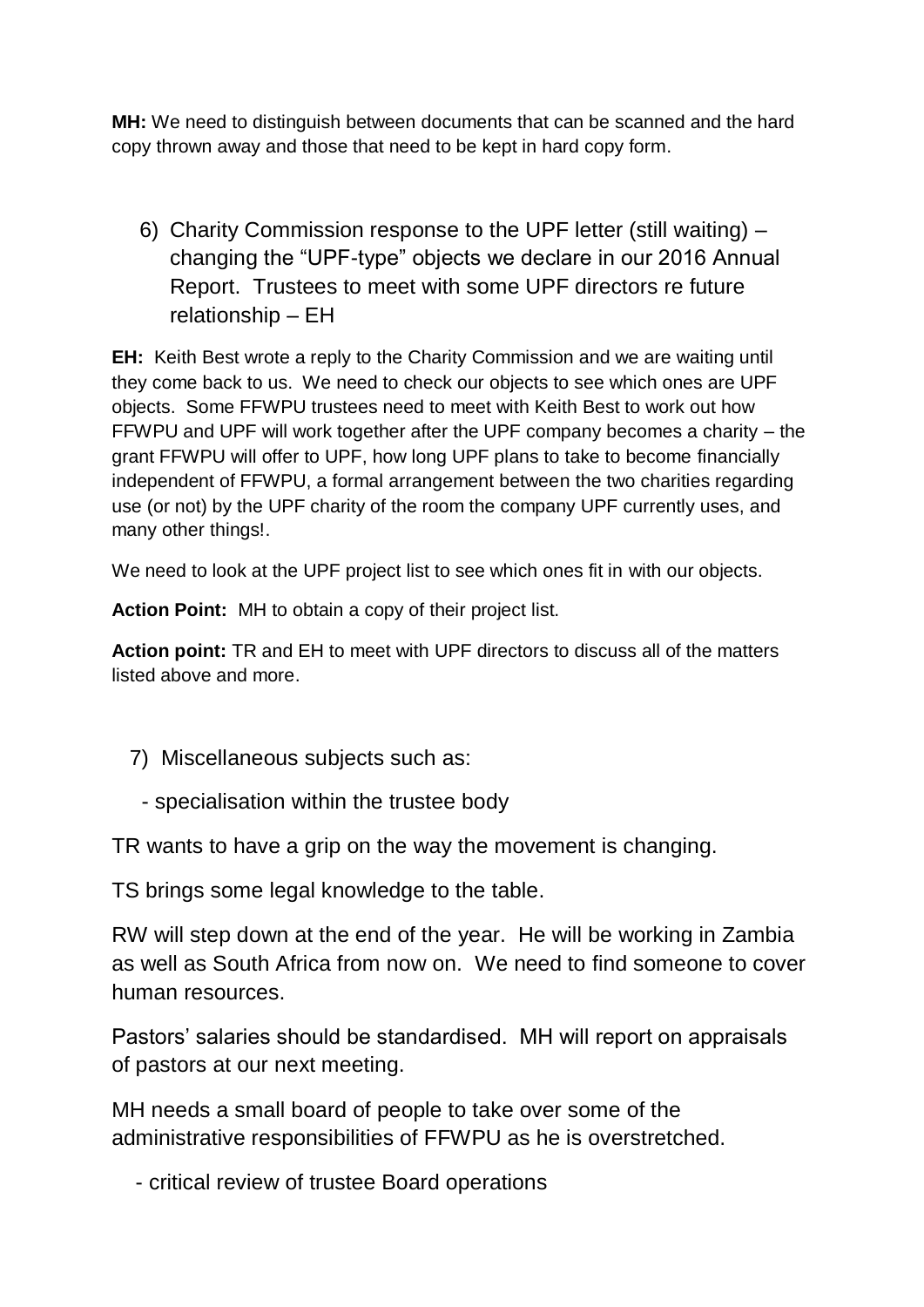**MH:** We need to distinguish between documents that can be scanned and the hard copy thrown away and those that need to be kept in hard copy form.

6) Charity Commission response to the UPF letter (still waiting) – changing the "UPF-type" objects we declare in our 2016 Annual Report. Trustees to meet with some UPF directors re future relationship – EH

**EH:** Keith Best wrote a reply to the Charity Commission and we are waiting until they come back to us. We need to check our objects to see which ones are UPF objects. Some FFWPU trustees need to meet with Keith Best to work out how FFWPU and UPF will work together after the UPF company becomes a charity – the grant FFWPU will offer to UPF, how long UPF plans to take to become financially independent of FFWPU, a formal arrangement between the two charities regarding use (or not) by the UPF charity of the room the company UPF currently uses, and many other things!.

We need to look at the UPF project list to see which ones fit in with our objects.

**Action Point:** MH to obtain a copy of their project list.

**Action point:** TR and EH to meet with UPF directors to discuss all of the matters listed above and more.

7) Miscellaneous subjects such as:

- specialisation within the trustee body

TR wants to have a grip on the way the movement is changing.

TS brings some legal knowledge to the table.

RW will step down at the end of the year. He will be working in Zambia as well as South Africa from now on. We need to find someone to cover human resources.

Pastors' salaries should be standardised. MH will report on appraisals of pastors at our next meeting.

MH needs a small board of people to take over some of the administrative responsibilities of FFWPU as he is overstretched.

- critical review of trustee Board operations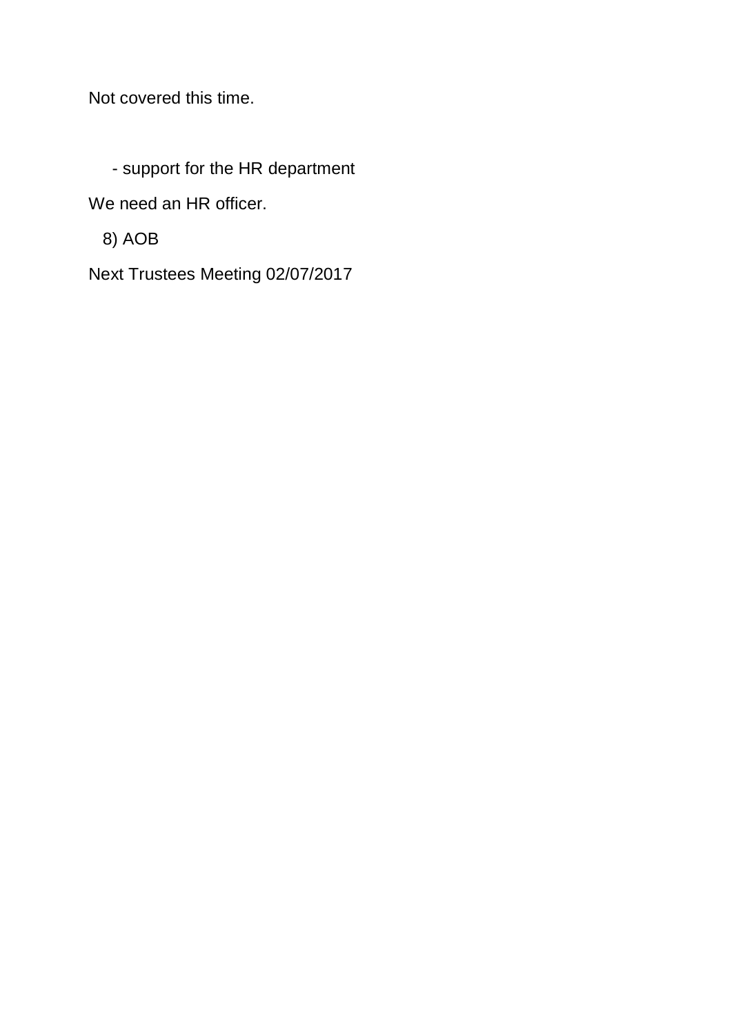Not covered this time.

- support for the HR department

We need an HR officer.

8) AOB

Next Trustees Meeting 02/07/2017